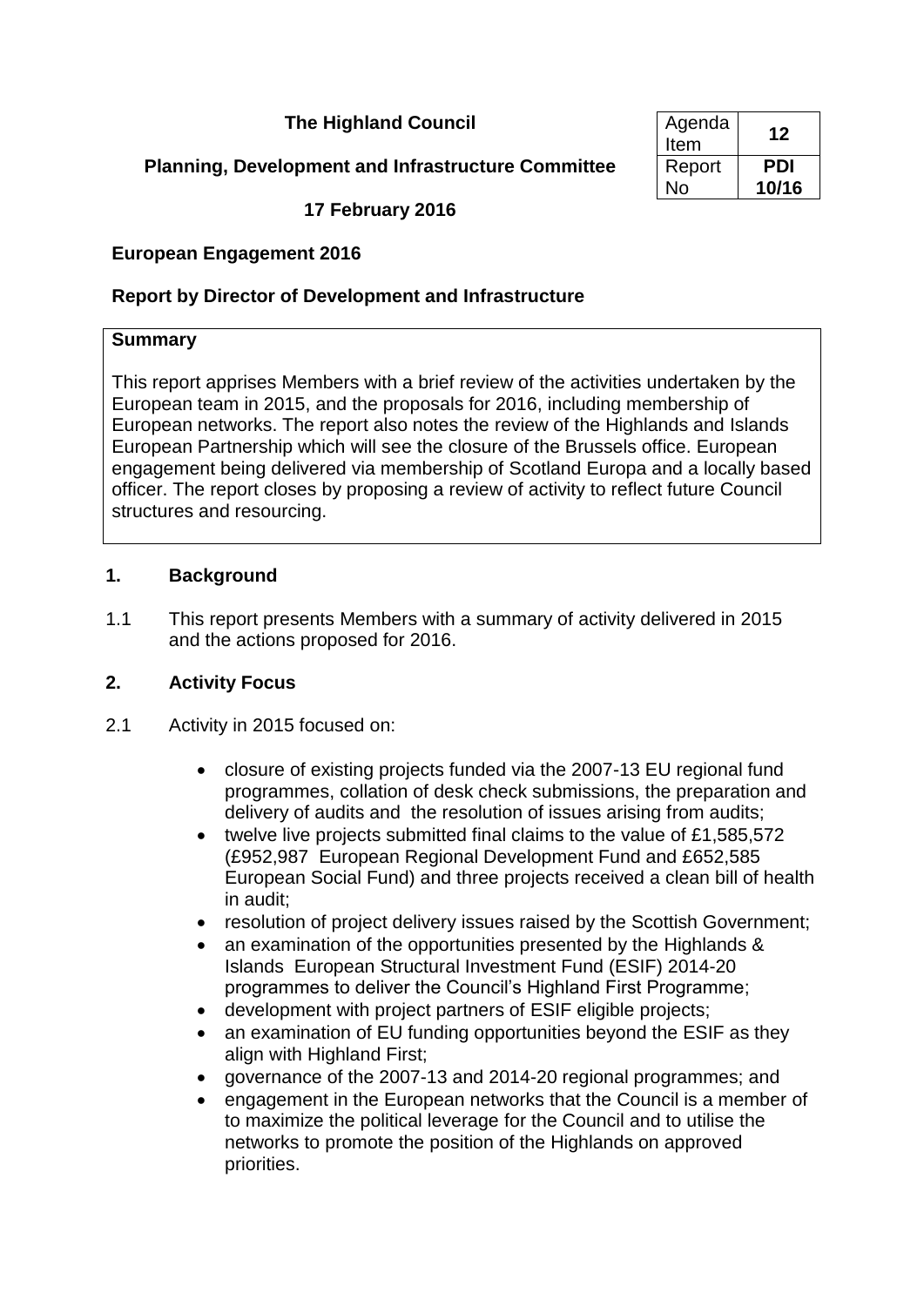**The Highland Council**

**Planning, Development and Infrastructure Committee**

**17 February 2016**

| Agenda Item | **12** |
| --- | --- |
| Report No | **PDI 10/16** |

**European Engagement 2016**

**Report by Director of Development and Infrastructure**

**Summary**

This report apprises Members with a brief review of the activities undertaken by the European team in 2015, and the proposals for 2016, including membership of European networks. The report also notes the review of the Highlands and Islands European Partnership which will see the closure of the Brussels office. European engagement being delivered via membership of Scotland Europa and a locally based officer. The report closes by proposing a review of activity to reflect future Council structures and resourcing.

## 1. Background

1.1 This report presents Members with a summary of activity delivered in 2015 and the actions proposed for 2016.

## 2. Activity Focus

2.1 Activity in 2015 focused on:

- closure of existing projects funded via the 2007-13 EU regional fund programmes, collation of desk check submissions, the preparation and delivery of audits and the resolution of issues arising from audits;
- twelve live projects submitted final claims to the value of £1,585,572 (£952,987 European Regional Development Fund and £652,585 European Social Fund) and three projects received a clean bill of health in audit;
- resolution of project delivery issues raised by the Scottish Government;
- an examination of the opportunities presented by the Highlands & Islands European Structural Investment Fund (ESIF) 2014-20 programmes to deliver the Council's Highland First Programme;
- development with project partners of ESIF eligible projects;
- an examination of EU funding opportunities beyond the ESIF as they align with Highland First;
- governance of the 2007-13 and 2014-20 regional programmes; and
- engagement in the European networks that the Council is a member of to maximize the political leverage for the Council and to utilise the networks to promote the position of the Highlands on approved priorities.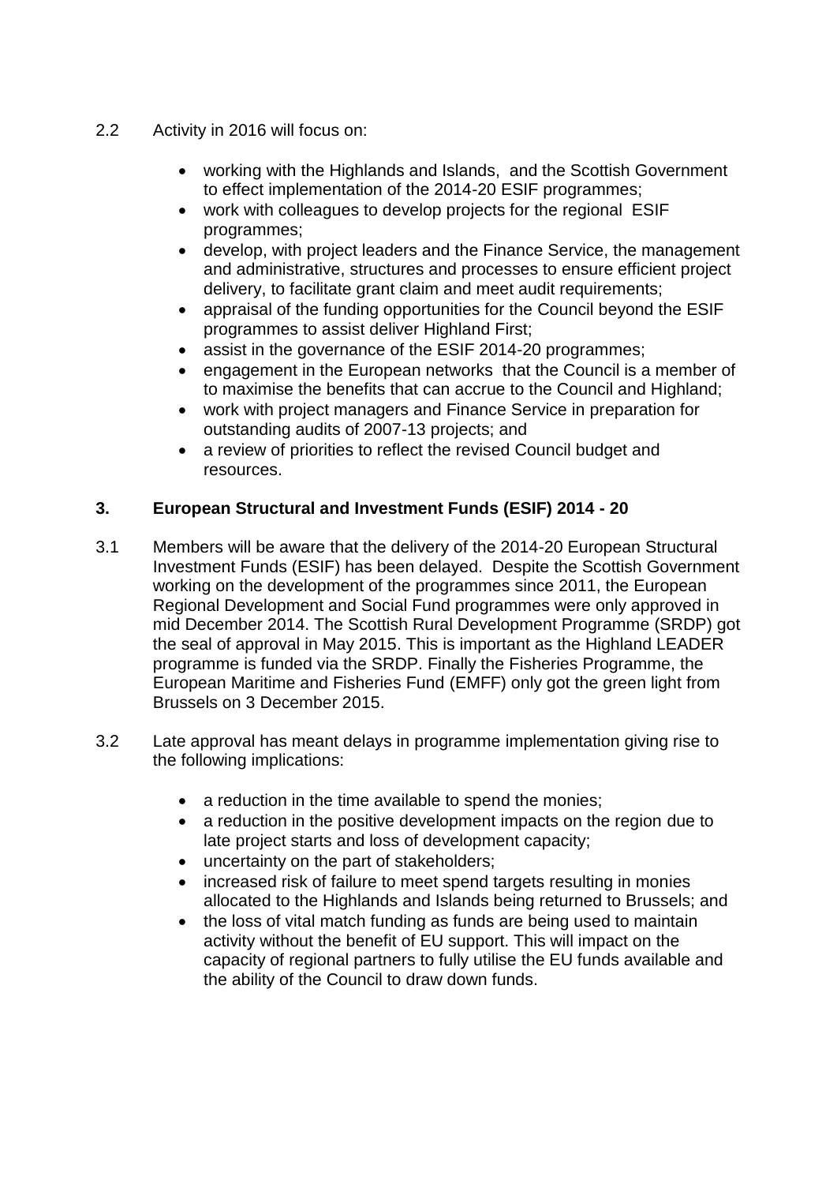2.2 Activity in 2016 will focus on:

- working with the Highlands and Islands, and the Scottish Government to effect implementation of the 2014-20 ESIF programmes;
- work with colleagues to develop projects for the regional ESIF programmes;
- develop, with project leaders and the Finance Service, the management and administrative, structures and processes to ensure efficient project delivery, to facilitate grant claim and meet audit requirements;
- appraisal of the funding opportunities for the Council beyond the ESIF programmes to assist deliver Highland First;
- assist in the governance of the ESIF 2014-20 programmes;
- engagement in the European networks that the Council is a member of to maximise the benefits that can accrue to the Council and Highland;
- work with project managers and Finance Service in preparation for outstanding audits of 2007-13 projects; and
- a review of priorities to reflect the revised Council budget and resources.

## 3. European Structural and Investment Funds (ESIF) 2014 - 20

3.1 Members will be aware that the delivery of the 2014-20 European Structural Investment Funds (ESIF) has been delayed. Despite the Scottish Government working on the development of the programmes since 2011, the European Regional Development and Social Fund programmes were only approved in mid December 2014. The Scottish Rural Development Programme (SRDP) got the seal of approval in May 2015. This is important as the Highland LEADER programme is funded via the SRDP. Finally the Fisheries Programme, the European Maritime and Fisheries Fund (EMFF) only got the green light from Brussels on 3 December 2015.

3.2 Late approval has meant delays in programme implementation giving rise to the following implications:

- a reduction in the time available to spend the monies;
- a reduction in the positive development impacts on the region due to late project starts and loss of development capacity;
- uncertainty on the part of stakeholders;
- increased risk of failure to meet spend targets resulting in monies allocated to the Highlands and Islands being returned to Brussels; and
- the loss of vital match funding as funds are being used to maintain activity without the benefit of EU support. This will impact on the capacity of regional partners to fully utilise the EU funds available and the ability of the Council to draw down funds.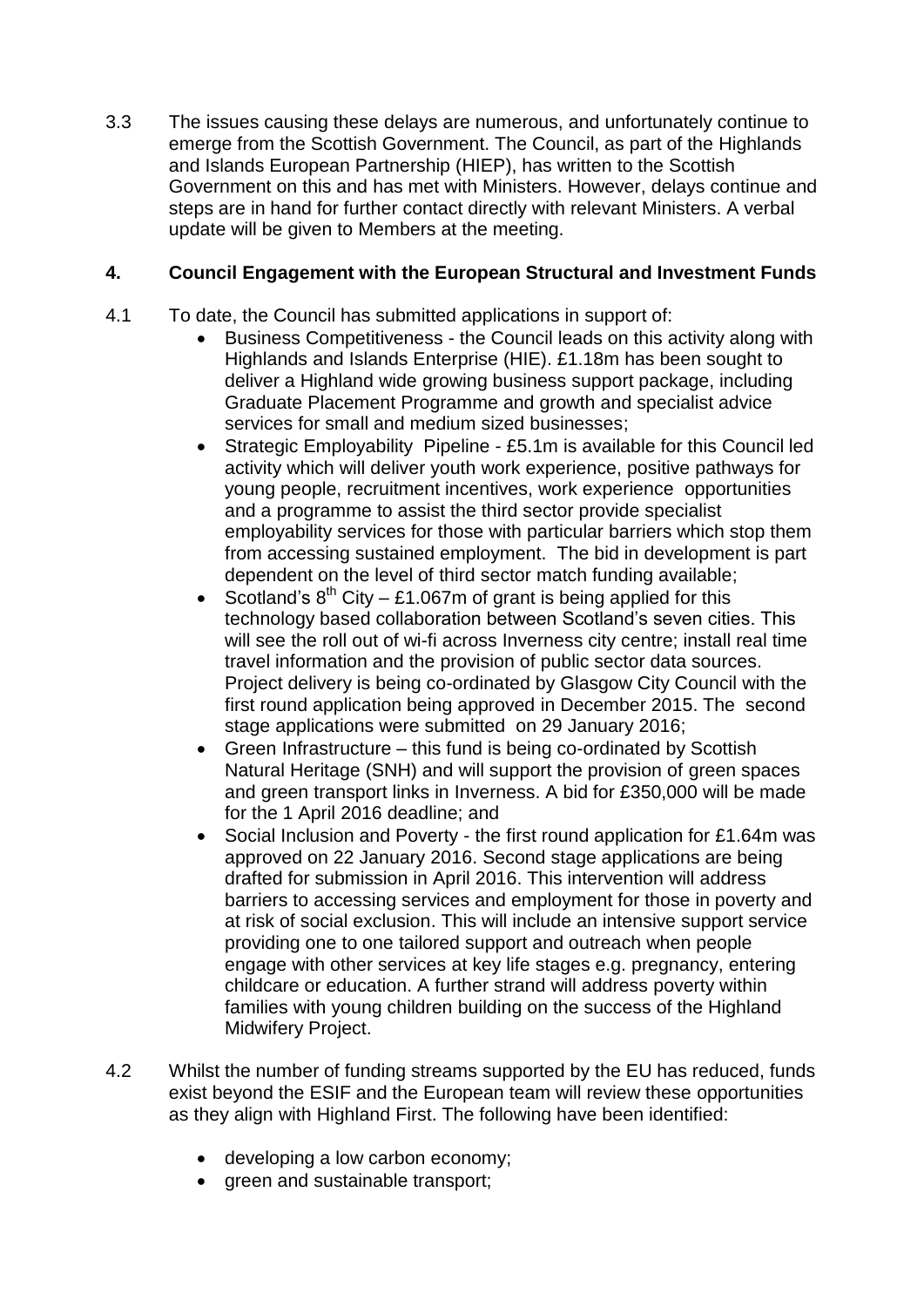3.3 The issues causing these delays are numerous, and unfortunately continue to emerge from the Scottish Government. The Council, as part of the Highlands and Islands European Partnership (HIEP), has written to the Scottish Government on this and has met with Ministers. However, delays continue and steps are in hand for further contact directly with relevant Ministers. A verbal update will be given to Members at the meeting.

## 4. Council Engagement with the European Structural and Investment Funds

4.1 To date, the Council has submitted applications in support of:

- Business Competitiveness - the Council leads on this activity along with Highlands and Islands Enterprise (HIE). £1.18m has been sought to deliver a Highland wide growing business support package, including Graduate Placement Programme and growth and specialist advice services for small and medium sized businesses;
- Strategic Employability Pipeline - £5.1m is available for this Council led activity which will deliver youth work experience, positive pathways for young people, recruitment incentives, work experience opportunities and a programme to assist the third sector provide specialist employability services for those with particular barriers which stop them from accessing sustained employment. The bid in development is part dependent on the level of third sector match funding available;
- Scotland's 8th City – £1.067m of grant is being applied for this technology based collaboration between Scotland's seven cities. This will see the roll out of wi-fi across Inverness city centre; install real time travel information and the provision of public sector data sources. Project delivery is being co-ordinated by Glasgow City Council with the first round application being approved in December 2015. The second stage applications were submitted on 29 January 2016;
- Green Infrastructure – this fund is being co-ordinated by Scottish Natural Heritage (SNH) and will support the provision of green spaces and green transport links in Inverness. A bid for £350,000 will be made for the 1 April 2016 deadline; and
- Social Inclusion and Poverty - the first round application for £1.64m was approved on 22 January 2016. Second stage applications are being drafted for submission in April 2016. This intervention will address barriers to accessing services and employment for those in poverty and at risk of social exclusion. This will include an intensive support service providing one to one tailored support and outreach when people engage with other services at key life stages e.g. pregnancy, entering childcare or education. A further strand will address poverty within families with young children building on the success of the Highland Midwifery Project.

4.2 Whilst the number of funding streams supported by the EU has reduced, funds exist beyond the ESIF and the European team will review these opportunities as they align with Highland First. The following have been identified:

- developing a low carbon economy;
- green and sustainable transport;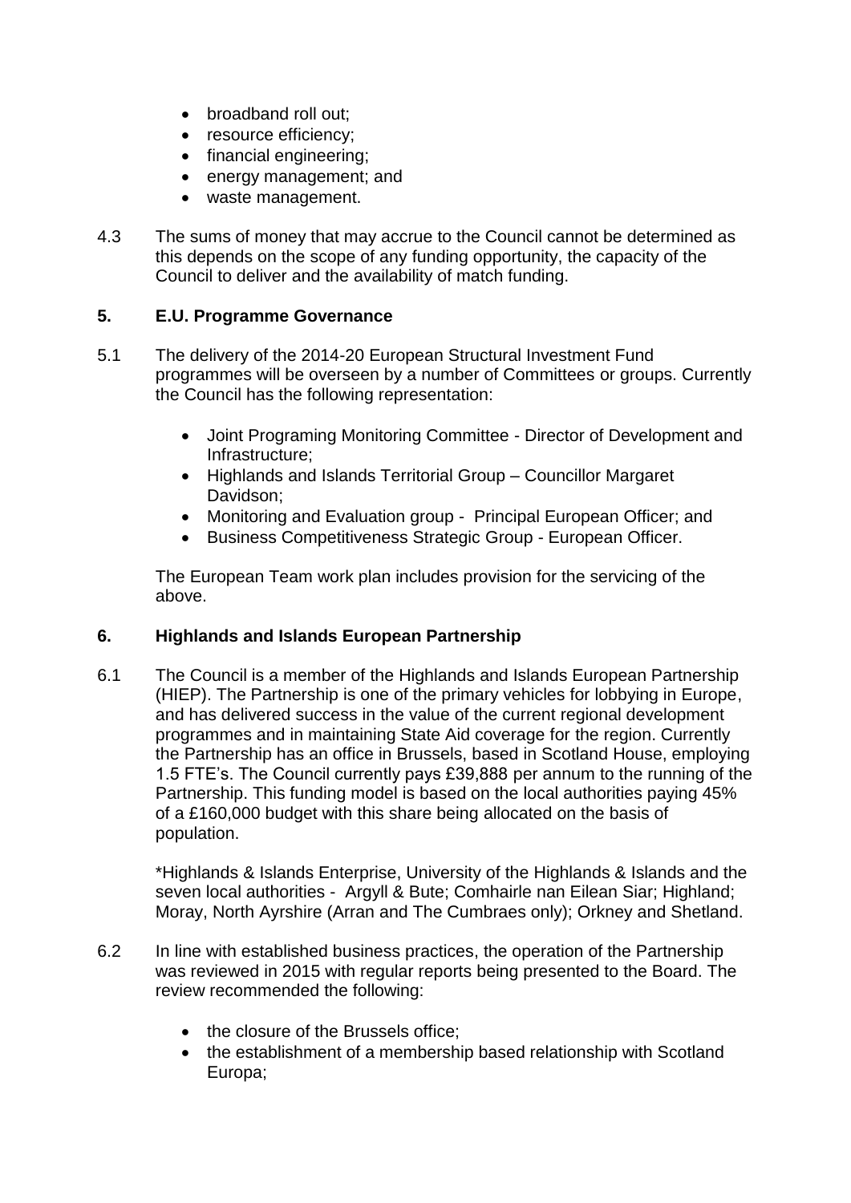- broadband roll out;
- resource efficiency;
- financial engineering;
- energy management; and
- waste management.

4.3 The sums of money that may accrue to the Council cannot be determined as this depends on the scope of any funding opportunity, the capacity of the Council to deliver and the availability of match funding.

## 5. E.U. Programme Governance

5.1 The delivery of the 2014-20 European Structural Investment Fund programmes will be overseen by a number of Committees or groups. Currently the Council has the following representation:

- Joint Programing Monitoring Committee - Director of Development and Infrastructure;
- Highlands and Islands Territorial Group – Councillor Margaret Davidson;
- Monitoring and Evaluation group - Principal European Officer; and
- Business Competitiveness Strategic Group - European Officer.

The European Team work plan includes provision for the servicing of the above.

## 6. Highlands and Islands European Partnership

6.1 The Council is a member of the Highlands and Islands European Partnership (HIEP). The Partnership is one of the primary vehicles for lobbying in Europe, and has delivered success in the value of the current regional development programmes and in maintaining State Aid coverage for the region. Currently the Partnership has an office in Brussels, based in Scotland House, employing 1.5 FTE's. The Council currently pays £39,888 per annum to the running of the Partnership. This funding model is based on the local authorities paying 45% of a £160,000 budget with this share being allocated on the basis of population.

*Highlands & Islands Enterprise, University of the Highlands & Islands and the seven local authorities - Argyll & Bute; Comhairle nan Eilean Siar; Highland; Moray, North Ayrshire (Arran and The Cumbraes only); Orkney and Shetland.

6.2 In line with established business practices, the operation of the Partnership was reviewed in 2015 with regular reports being presented to the Board. The review recommended the following:

- the closure of the Brussels office;
- the establishment of a membership based relationship with Scotland Europa;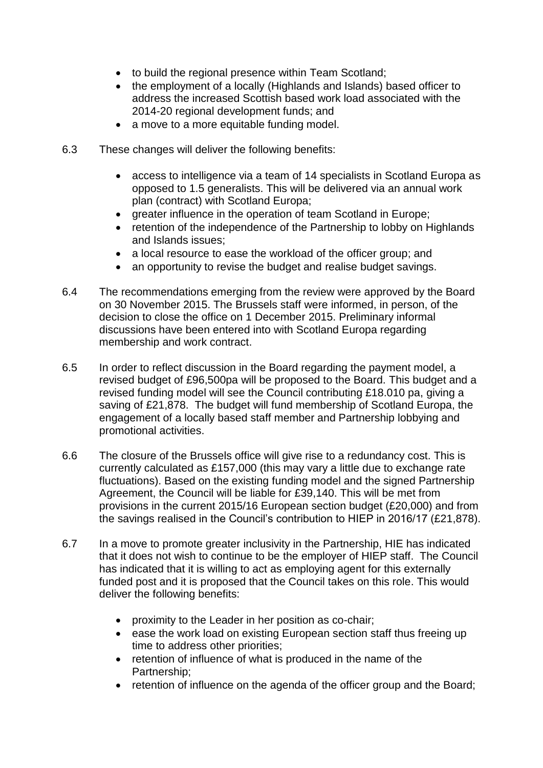- to build the regional presence within Team Scotland;
- the employment of a locally (Highlands and Islands) based officer to address the increased Scottish based work load associated with the 2014-20 regional development funds; and
- a move to a more equitable funding model.

6.3 These changes will deliver the following benefits:

- access to intelligence via a team of 14 specialists in Scotland Europa as opposed to 1.5 generalists. This will be delivered via an annual work plan (contract) with Scotland Europa;
- greater influence in the operation of team Scotland in Europe;
- retention of the independence of the Partnership to lobby on Highlands and Islands issues;
- a local resource to ease the workload of the officer group; and
- an opportunity to revise the budget and realise budget savings.

6.4 The recommendations emerging from the review were approved by the Board on 30 November 2015. The Brussels staff were informed, in person, of the decision to close the office on 1 December 2015. Preliminary informal discussions have been entered into with Scotland Europa regarding membership and work contract.

6.5 In order to reflect discussion in the Board regarding the payment model, a revised budget of £96,500pa will be proposed to the Board. This budget and a revised funding model will see the Council contributing £18.010 pa, giving a saving of £21,878. The budget will fund membership of Scotland Europa, the engagement of a locally based staff member and Partnership lobbying and promotional activities.

6.6 The closure of the Brussels office will give rise to a redundancy cost. This is currently calculated as £157,000 (this may vary a little due to exchange rate fluctuations). Based on the existing funding model and the signed Partnership Agreement, the Council will be liable for £39,140. This will be met from provisions in the current 2015/16 European section budget (£20,000) and from the savings realised in the Council's contribution to HIEP in 2016/17 (£21,878).

6.7 In a move to promote greater inclusivity in the Partnership, HIE has indicated that it does not wish to continue to be the employer of HIEP staff. The Council has indicated that it is willing to act as employing agent for this externally funded post and it is proposed that the Council takes on this role. This would deliver the following benefits:

- proximity to the Leader in her position as co-chair;
- ease the work load on existing European section staff thus freeing up time to address other priorities;
- retention of influence of what is produced in the name of the Partnership;
- retention of influence on the agenda of the officer group and the Board;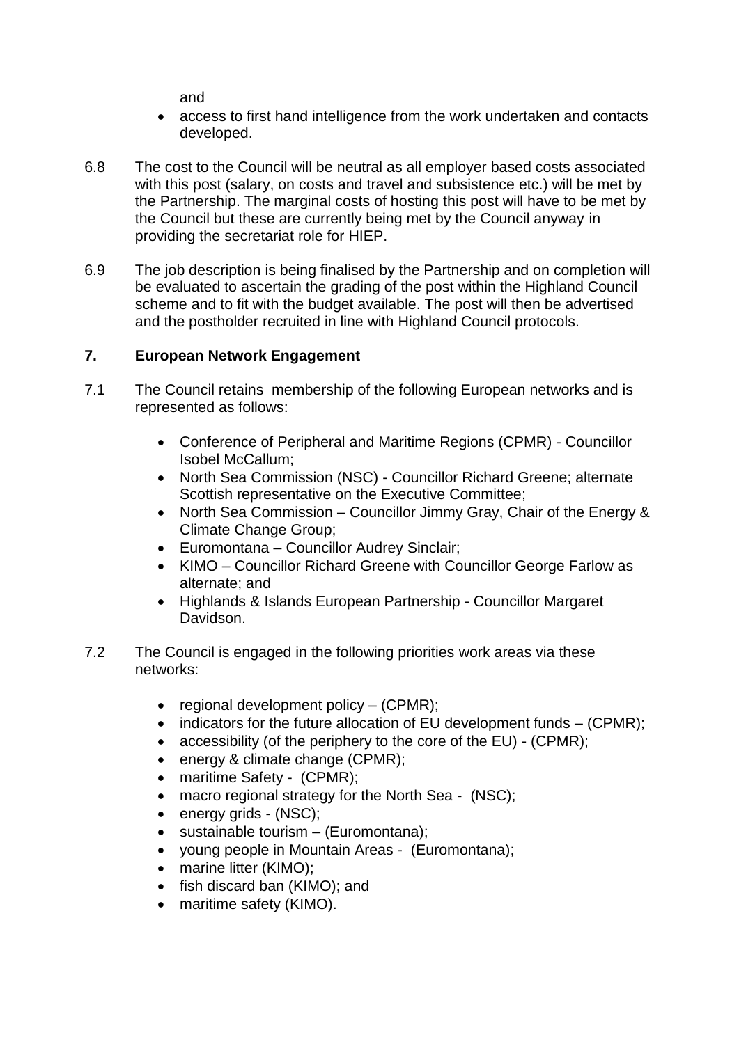and

- access to first hand intelligence from the work undertaken and contacts developed.

6.8 The cost to the Council will be neutral as all employer based costs associated with this post (salary, on costs and travel and subsistence etc.) will be met by the Partnership. The marginal costs of hosting this post will have to be met by the Council but these are currently being met by the Council anyway in providing the secretariat role for HIEP.

6.9 The job description is being finalised by the Partnership and on completion will be evaluated to ascertain the grading of the post within the Highland Council scheme and to fit with the budget available. The post will then be advertised and the postholder recruited in line with Highland Council protocols.

## 7. European Network Engagement

7.1 The Council retains membership of the following European networks and is represented as follows:

- Conference of Peripheral and Maritime Regions (CPMR) - Councillor Isobel McCallum;
- North Sea Commission (NSC) - Councillor Richard Greene; alternate Scottish representative on the Executive Committee;
- North Sea Commission – Councillor Jimmy Gray, Chair of the Energy & Climate Change Group;
- Euromontana – Councillor Audrey Sinclair;
- KIMO – Councillor Richard Greene with Councillor George Farlow as alternate; and
- Highlands & Islands European Partnership - Councillor Margaret Davidson.

7.2 The Council is engaged in the following priorities work areas via these networks:

- regional development policy – (CPMR);
- indicators for the future allocation of EU development funds – (CPMR);
- accessibility (of the periphery to the core of the EU) - (CPMR);
- energy & climate change (CPMR);
- maritime Safety - (CPMR);
- macro regional strategy for the North Sea - (NSC);
- energy grids - (NSC);
- sustainable tourism – (Euromontana);
- young people in Mountain Areas - (Euromontana);
- marine litter (KIMO);
- fish discard ban (KIMO); and
- maritime safety (KIMO).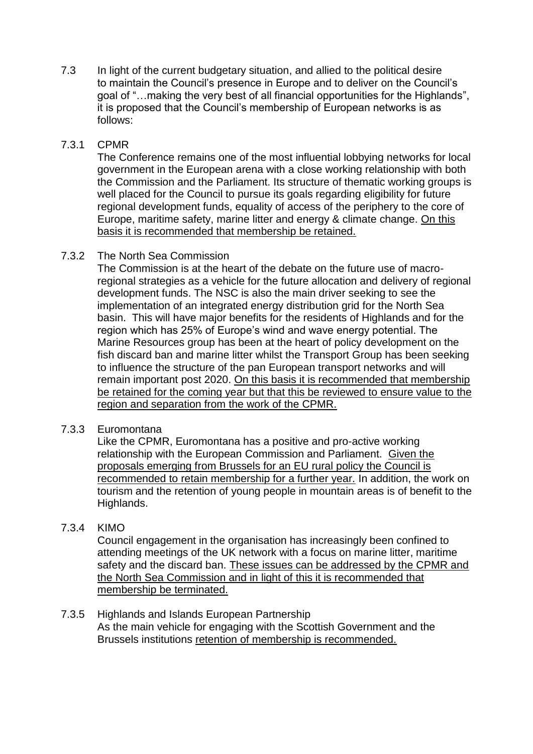7.3 In light of the current budgetary situation, and allied to the political desire to maintain the Council's presence in Europe and to deliver on the Council's goal of "…making the very best of all financial opportunities for the Highlands", it is proposed that the Council's membership of European networks is as follows:

7.3.1 CPMR

The Conference remains one of the most influential lobbying networks for local government in the European arena with a close working relationship with both the Commission and the Parliament. Its structure of thematic working groups is well placed for the Council to pursue its goals regarding eligibility for future regional development funds, equality of access of the periphery to the core of Europe, maritime safety, marine litter and energy & climate change. <u>On this basis it is recommended that membership be retained.</u>

7.3.2 The North Sea Commission

The Commission is at the heart of the debate on the future use of macro-regional strategies as a vehicle for the future allocation and delivery of regional development funds. The NSC is also the main driver seeking to see the implementation of an integrated energy distribution grid for the North Sea basin. This will have major benefits for the residents of Highlands and for the region which has 25% of Europe's wind and wave energy potential. The Marine Resources group has been at the heart of policy development on the fish discard ban and marine litter whilst the Transport Group has been seeking to influence the structure of the pan European transport networks and will remain important post 2020. <u>On this basis it is recommended that membership be retained for the coming year but that this be reviewed to ensure value to the region and separation from the work of the CPMR.</u>

7.3.3 Euromontana

Like the CPMR, Euromontana has a positive and pro-active working relationship with the European Commission and Parliament. <u>Given the proposals emerging from Brussels for an EU rural policy the Council is recommended to retain membership for a further year.</u> In addition, the work on tourism and the retention of young people in mountain areas is of benefit to the Highlands.

7.3.4 KIMO

Council engagement in the organisation has increasingly been confined to attending meetings of the UK network with a focus on marine litter, maritime safety and the discard ban. <u>These issues can be addressed by the CPMR and the North Sea Commission and in light of this it is recommended that membership be terminated.</u>

7.3.5 Highlands and Islands European Partnership

As the main vehicle for engaging with the Scottish Government and the Brussels institutions <u>retention of membership is recommended.</u>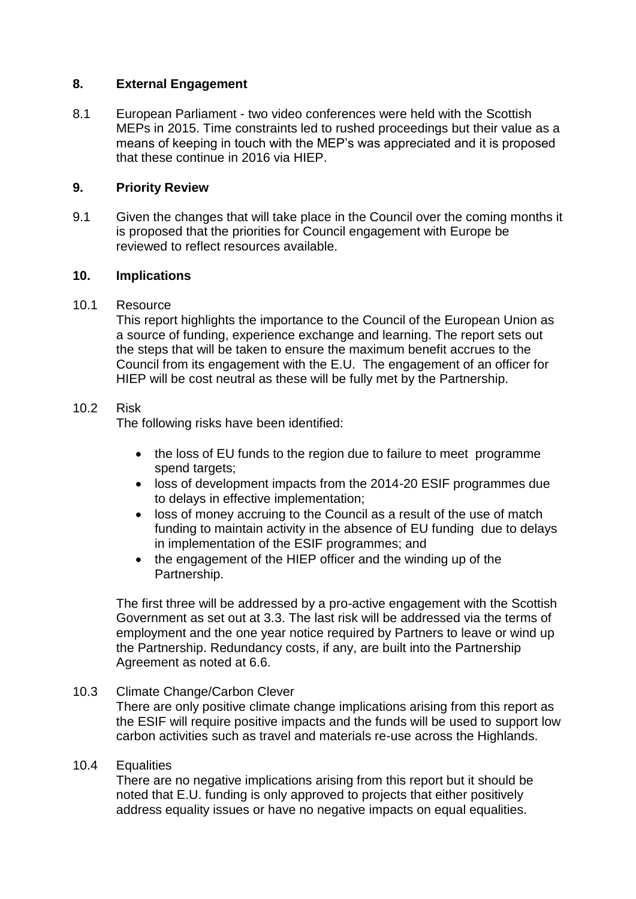## 8. External Engagement

8.1 European Parliament - two video conferences were held with the Scottish MEPs in 2015. Time constraints led to rushed proceedings but their value as a means of keeping in touch with the MEP's was appreciated and it is proposed that these continue in 2016 via HIEP.

## 9. Priority Review

9.1 Given the changes that will take place in the Council over the coming months it is proposed that the priorities for Council engagement with Europe be reviewed to reflect resources available.

## 10. Implications

10.1 Resource

This report highlights the importance to the Council of the European Union as a source of funding, experience exchange and learning. The report sets out the steps that will be taken to ensure the maximum benefit accrues to the Council from its engagement with the E.U. The engagement of an officer for HIEP will be cost neutral as these will be fully met by the Partnership.

10.2 Risk

The following risks have been identified:

- the loss of EU funds to the region due to failure to meet programme spend targets;
- loss of development impacts from the 2014-20 ESIF programmes due to delays in effective implementation;
- loss of money accruing to the Council as a result of the use of match funding to maintain activity in the absence of EU funding due to delays in implementation of the ESIF programmes; and
- the engagement of the HIEP officer and the winding up of the Partnership.

The first three will be addressed by a pro-active engagement with the Scottish Government as set out at 3.3. The last risk will be addressed via the terms of employment and the one year notice required by Partners to leave or wind up the Partnership. Redundancy costs, if any, are built into the Partnership Agreement as noted at 6.6.

10.3 Climate Change/Carbon Clever

There are only positive climate change implications arising from this report as the ESIF will require positive impacts and the funds will be used to support low carbon activities such as travel and materials re-use across the Highlands.

10.4 Equalities

There are no negative implications arising from this report but it should be noted that E.U. funding is only approved to projects that either positively address equality issues or have no negative impacts on equal equalities.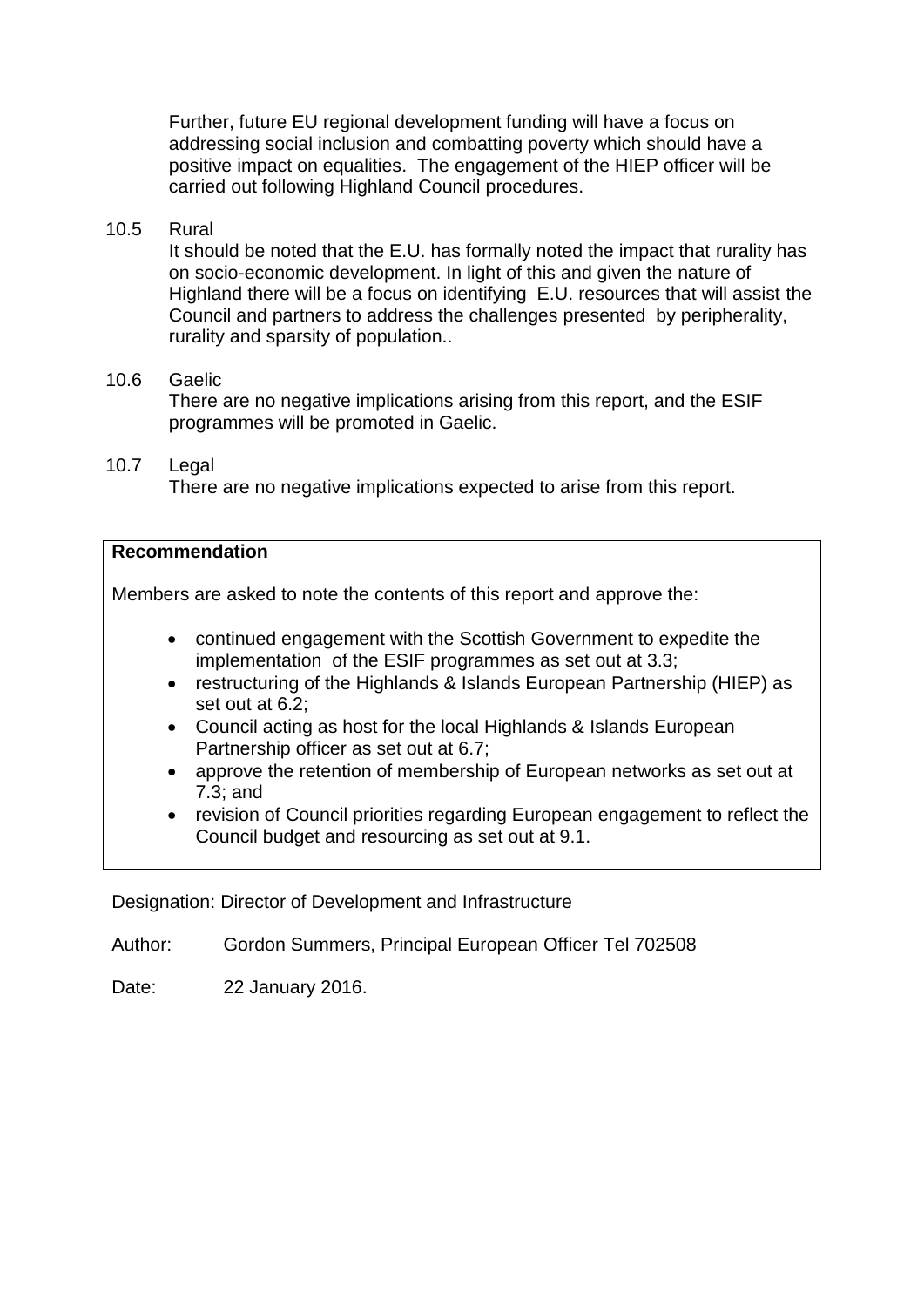Further, future EU regional development funding will have a focus on addressing social inclusion and combatting poverty which should have a positive impact on equalities. The engagement of the HIEP officer will be carried out following Highland Council procedures.

10.5 Rural

It should be noted that the E.U. has formally noted the impact that rurality has on socio-economic development. In light of this and given the nature of Highland there will be a focus on identifying E.U. resources that will assist the Council and partners to address the challenges presented by peripherality, rurality and sparsity of population..

10.6 Gaelic

There are no negative implications arising from this report, and the ESIF programmes will be promoted in Gaelic.

10.7 Legal

There are no negative implications expected to arise from this report.

**Recommendation**

Members are asked to note the contents of this report and approve the:

- continued engagement with the Scottish Government to expedite the implementation of the ESIF programmes as set out at 3.3;
- restructuring of the Highlands & Islands European Partnership (HIEP) as set out at 6.2;
- Council acting as host for the local Highlands & Islands European Partnership officer as set out at 6.7;
- approve the retention of membership of European networks as set out at 7.3; and
- revision of Council priorities regarding European engagement to reflect the Council budget and resourcing as set out at 9.1.

Designation: Director of Development and Infrastructure

Author: Gordon Summers, Principal European Officer Tel 702508

Date: 22 January 2016.